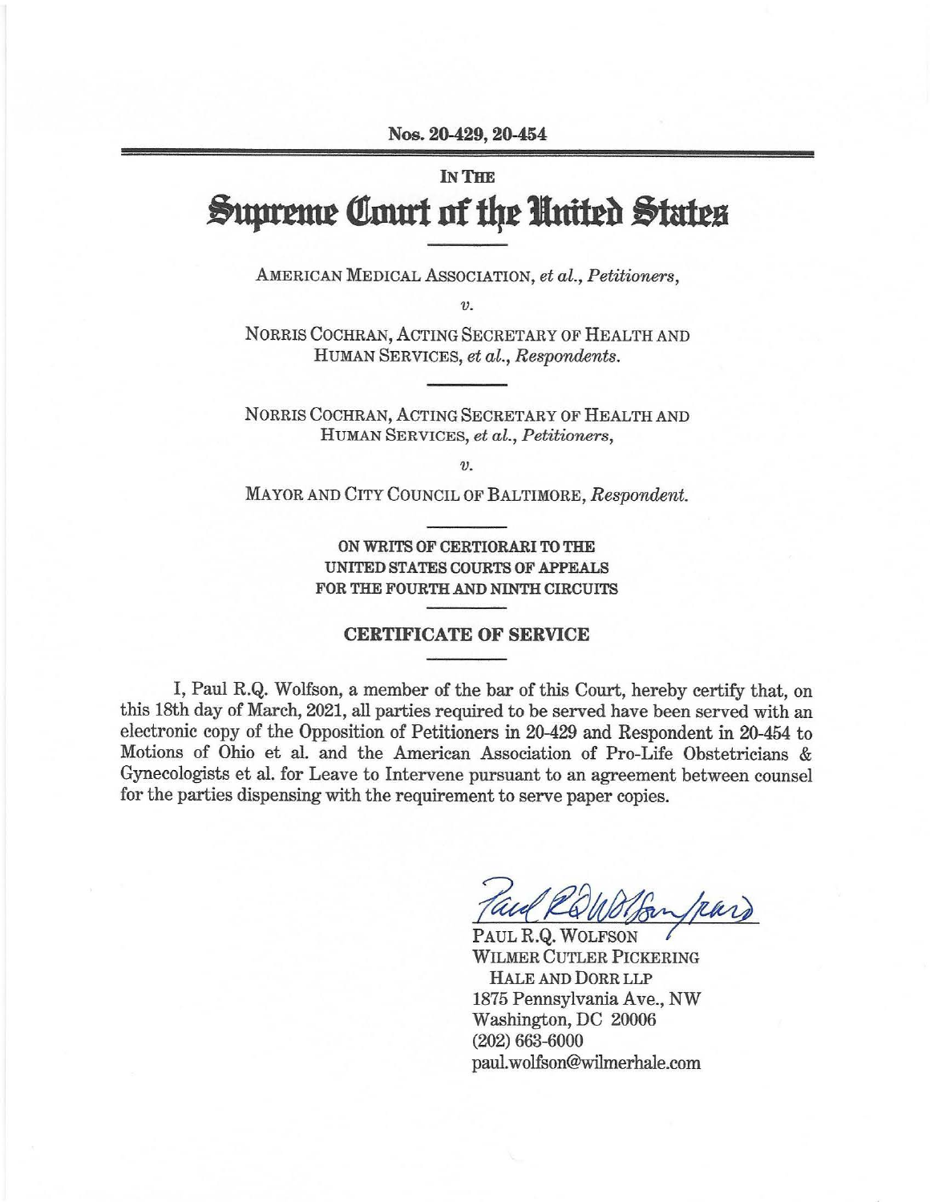Nos. 20-429, 20-454

IN THE

# Supreme Court of the United States

AMERICAN MEDICAL ASSOCIATION, *et al.*, *Petitioners*,

*v.*

NORRIS COCHRAN, ACTING SECRETARY OF HEALTH AND HUMAN SERVICES, *et al.*, *Respondents*.

---

NORRIS COCHRAN, ACTING SECRETARY OF HEALTH AND HUMAN SERVICES, *et al.*, *Petitioners*,

*v.*

MAYOR AND CITY COUNCIL OF BALTIMORE, *Respondent*.

---

**ON WRITS OF CERTIORARI TO THE UNITED STATES COURTS OF APPEALS FOR THE FOURTH AND NINTH CIRCUITS**

---

## CERTIFICATE OF SERVICE

I, Paul R.Q. Wolfson, a member of the bar of this Court, hereby certify that, on this 18th day of March, 2021, all parties required to be served have been served with an electronic copy of the Opposition of Petitioners in 20-429 and Respondent in 20-454 to Motions of Ohio et al. and the American Association of Pro-Life Obstetricians & Gynecologists et al. for Leave to Intervene pursuant to an agreement between counsel for the parties dispensing with the requirement to serve paper copies.

Paul RQ Wolfson /pard

PAUL R.Q. WOLFSON
WILMER CUTLER PICKERING
HALE AND DORR LLP
1875 Pennsylvania Ave., NW
Washington, DC 20006
(202) 663-6000
paul.wolfson@wilmerhale.com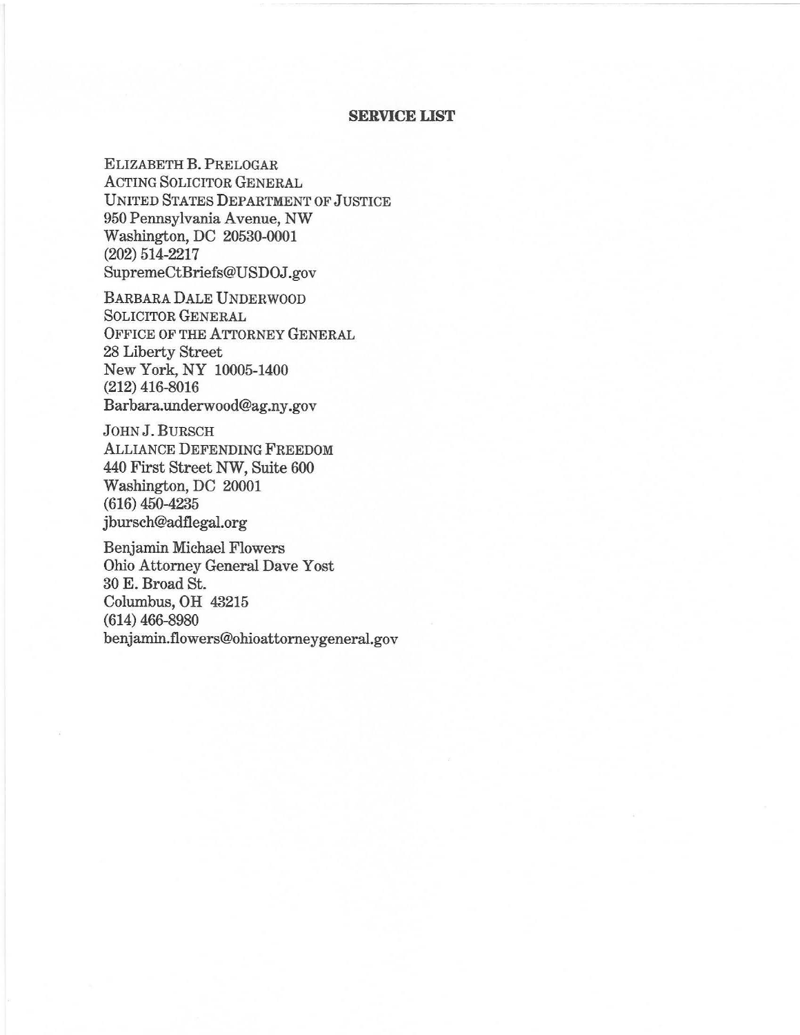## SERVICE LIST

ELIZABETH B. PRELOGAR
ACTING SOLICITOR GENERAL
UNITED STATES DEPARTMENT OF JUSTICE
950 Pennsylvania Avenue, NW
Washington, DC 20530-0001
(202) 514-2217
SupremeCtBriefs@USDOJ.gov

BARBARA DALE UNDERWOOD
SOLICITOR GENERAL
OFFICE OF THE ATTORNEY GENERAL
28 Liberty Street
New York, NY 10005-1400
(212) 416-8016
Barbara.underwood@ag.ny.gov

JOHN J. BURSCH
ALLIANCE DEFENDING FREEDOM
440 First Street NW, Suite 600
Washington, DC 20001
(616) 450-4235
jbursch@adflegal.org

Benjamin Michael Flowers
Ohio Attorney General Dave Yost
30 E. Broad St.
Columbus, OH 43215
(614) 466-8980
benjamin.flowers@ohioattorneygeneral.gov